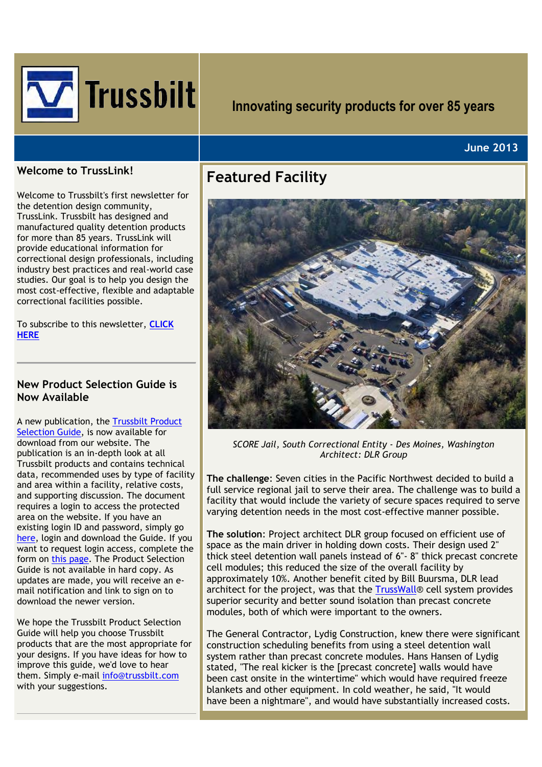# Trussbilt

**Innovating security products for over 85 years**

**June 2013**

## Welcome to TrussLink!

Welcome to Trussbilt's first newsletter for the detention design community, TrussLink. Trussbilt has designed and manufactured quality detention products for more than 85 years. TrussLink will provide educational information for correctional design professionals, including industry best practices and real-world case studies. Our goal is to help you design the most cost-effective, flexible and adaptable correctional facilities possible.

To subscribe to this newsletter, **CLICK HERE**

## New Product Selection Guide is Now Available

A new publication, the Trussbilt Product Selection Guide, is now available for download from our website. The publication is an in-depth look at all Trussbilt products and contains technical data, recommended uses by type of facility and area within a facility, relative costs, and supporting discussion. The document requires a login to access the protected area on the website. If you have an existing login ID and password, simply go here, login and download the Guide. If you want to request login access, complete the form on this page. The Product Selection Guide is not available in hard copy. As updates are made, you will receive an e-mail notification and link to sign on to download the newer version.

We hope the Trussbilt Product Selection Guide will help you choose Trussbilt products that are the most appropriate for your designs. If you have ideas for how to improve this guide, we'd love to hear them. Simply e-mail info@trussbilt.com with your suggestions.

## Featured Facility

*SCORE Jail, South Correctional Entity - Des Moines, Washington*
*Architect: DLR Group*

**The challenge**: Seven cities in the Pacific Northwest decided to build a full service regional jail to serve their area. The challenge was to build a facility that would include the variety of secure spaces required to serve varying detention needs in the most cost-effective manner possible.

**The solution**: Project architect DLR group focused on efficient use of space as the main driver in holding down costs. Their design used 2" thick steel detention wall panels instead of 6"- 8" thick precast concrete cell modules; this reduced the size of the overall facility by approximately 10%. Another benefit cited by Bill Buursma, DLR lead architect for the project, was that the TrussWall® cell system provides superior security and better sound isolation than precast concrete modules, both of which were important to the owners.

The General Contractor, Lydig Construction, knew there were significant construction scheduling benefits from using a steel detention wall system rather than precast concrete modules. Hans Hansen of Lydig stated, "The real kicker is the [precast concrete] walls would have been cast onsite in the wintertime" which would have required freeze blankets and other equipment. In cold weather, he said, "It would have been a nightmare", and would have substantially increased costs.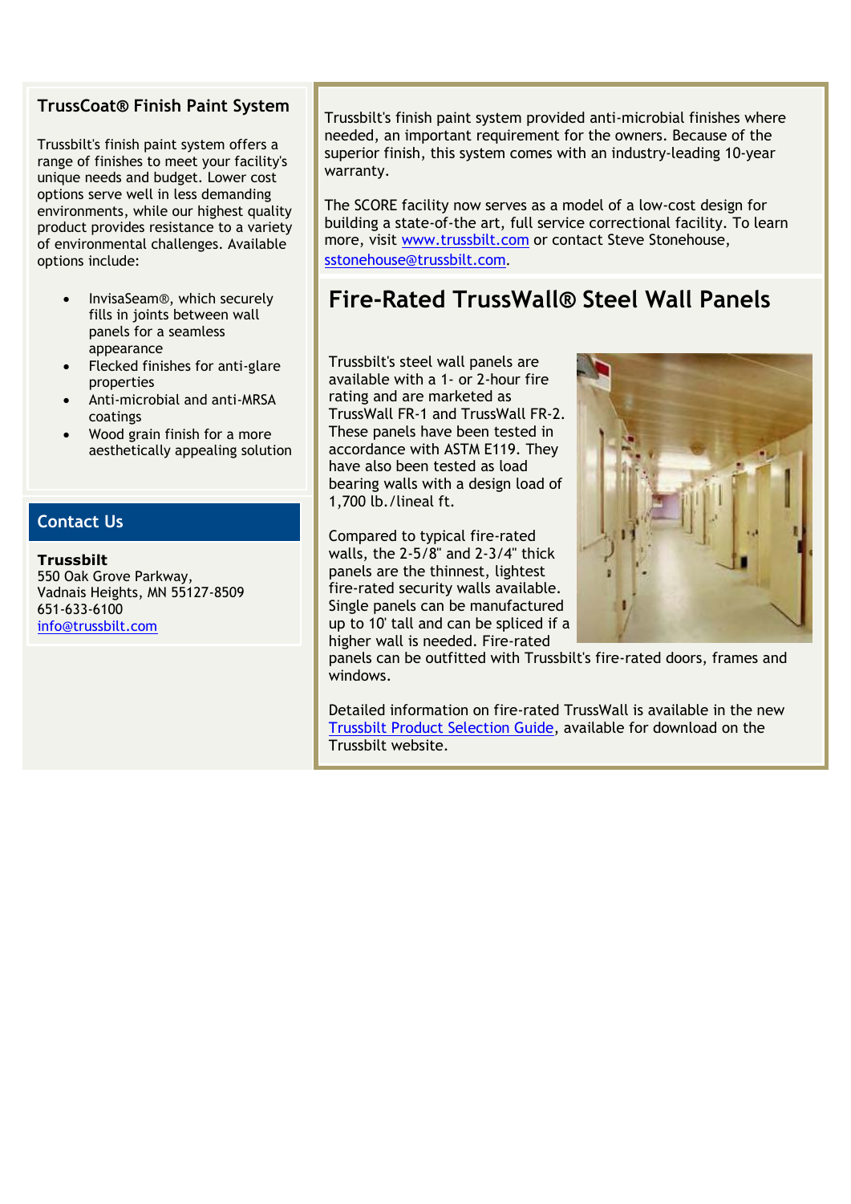## TrussCoat® Finish Paint System

Trussbilt's finish paint system offers a range of finishes to meet your facility's unique needs and budget. Lower cost options serve well in less demanding environments, while our highest quality product provides resistance to a variety of environmental challenges. Available options include:

- InvisaSeam®, which securely fills in joints between wall panels for a seamless appearance
- Flecked finishes for anti-glare properties
- Anti-microbial and anti-MRSA coatings
- Wood grain finish for a more aesthetically appealing solution

## Contact Us

**Trussbilt**
550 Oak Grove Parkway,
Vadnais Heights, MN 55127-8509
651-633-6100
info@trussbilt.com

Trussbilt's finish paint system provided anti-microbial finishes where needed, an important requirement for the owners. Because of the superior finish, this system comes with an industry-leading 10-year warranty.

The SCORE facility now serves as a model of a low-cost design for building a state-of-the art, full service correctional facility. To learn more, visit www.trussbilt.com or contact Steve Stonehouse, sstonehouse@trussbilt.com.

## Fire-Rated TrussWall® Steel Wall Panels

Trussbilt's steel wall panels are available with a 1- or 2-hour fire rating and are marketed as TrussWall FR-1 and TrussWall FR-2. These panels have been tested in accordance with ASTM E119. They have also been tested as load bearing walls with a design load of 1,700 lb./lineal ft.

Compared to typical fire-rated walls, the 2-5/8" and 2-3/4" thick panels are the thinnest, lightest fire-rated security walls available. Single panels can be manufactured up to 10' tall and can be spliced if a higher wall is needed. Fire-rated panels can be outfitted with Trussbilt's fire-rated doors, frames and windows.

Detailed information on fire-rated TrussWall is available in the new Trussbilt Product Selection Guide, available for download on the Trussbilt website.